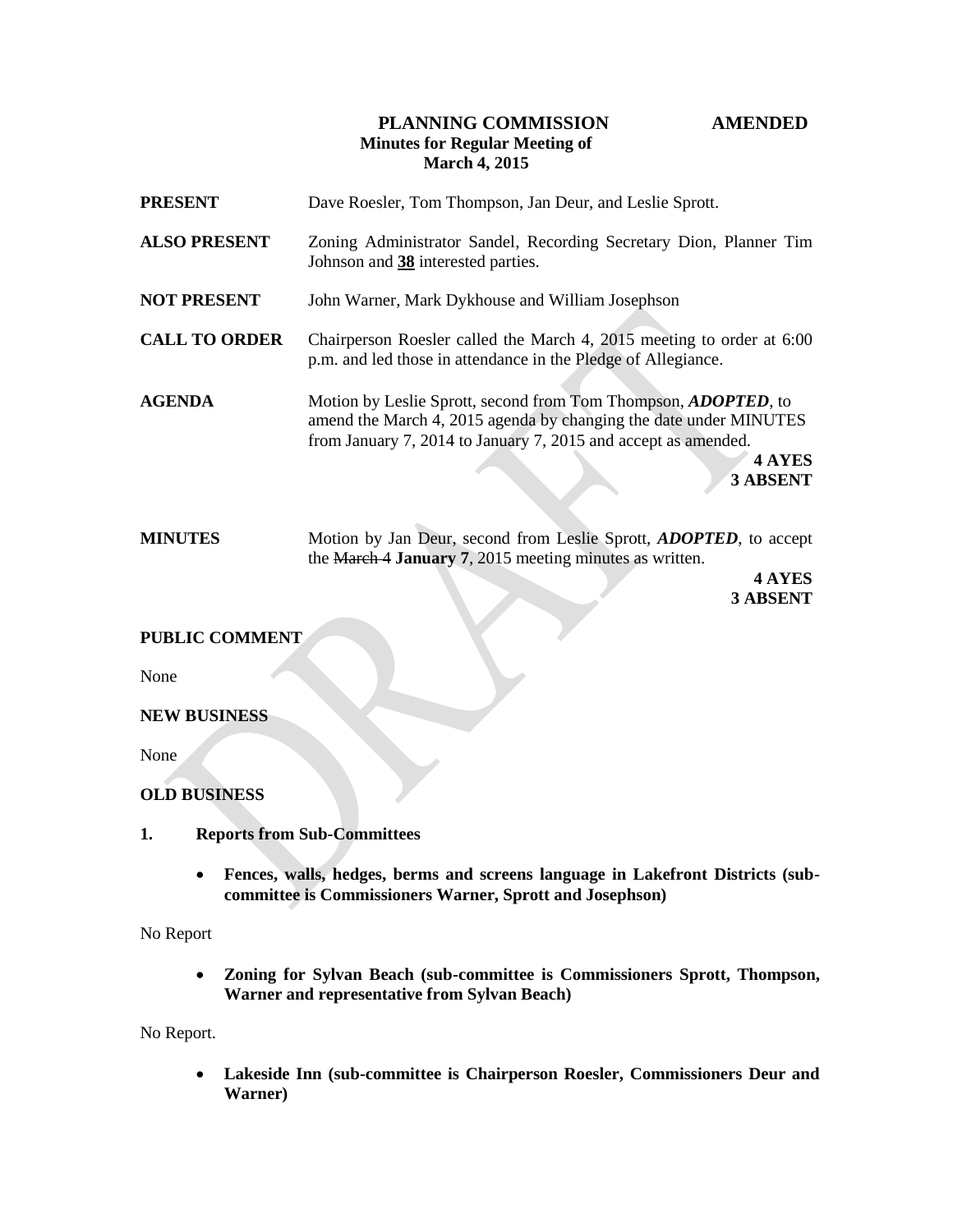# PLANNING COMMISSION AMENDED

**Minutes for Regular Meeting of March 4, 2015**

**PRESENT** Dave Roesler, Tom Thompson, Jan Deur, and Leslie Sprott.

**ALSO PRESENT** Zoning Administrator Sandel, Recording Secretary Dion, Planner Tim Johnson and **38** interested parties.

**NOT PRESENT** John Warner, Mark Dykhouse and William Josephson

**CALL TO ORDER** Chairperson Roesler called the March 4, 2015 meeting to order at 6:00 p.m. and led those in attendance in the Pledge of Allegiance.

**AGENDA** Motion by Leslie Sprott, second from Tom Thompson, ***ADOPTED***, to amend the March 4, 2015 agenda by changing the date under MINUTES from January 7, 2014 to January 7, 2015 and accept as amended.

**4 AYES**
**3 ABSENT**

**MINUTES** Motion by Jan Deur, second from Leslie Sprott, ***ADOPTED***, to accept the ~~March 4~~ **January 7**, 2015 meeting minutes as written.

**4 AYES**
**3 ABSENT**

**PUBLIC COMMENT**

None

**NEW BUSINESS**

None

**OLD BUSINESS**

**1. Reports from Sub-Committees**

- **Fences, walls, hedges, berms and screens language in Lakefront Districts (sub-committee is Commissioners Warner, Sprott and Josephson)**

No Report

- **Zoning for Sylvan Beach (sub-committee is Commissioners Sprott, Thompson, Warner and representative from Sylvan Beach)**

No Report.

- **Lakeside Inn (sub-committee is Chairperson Roesler, Commissioners Deur and Warner)**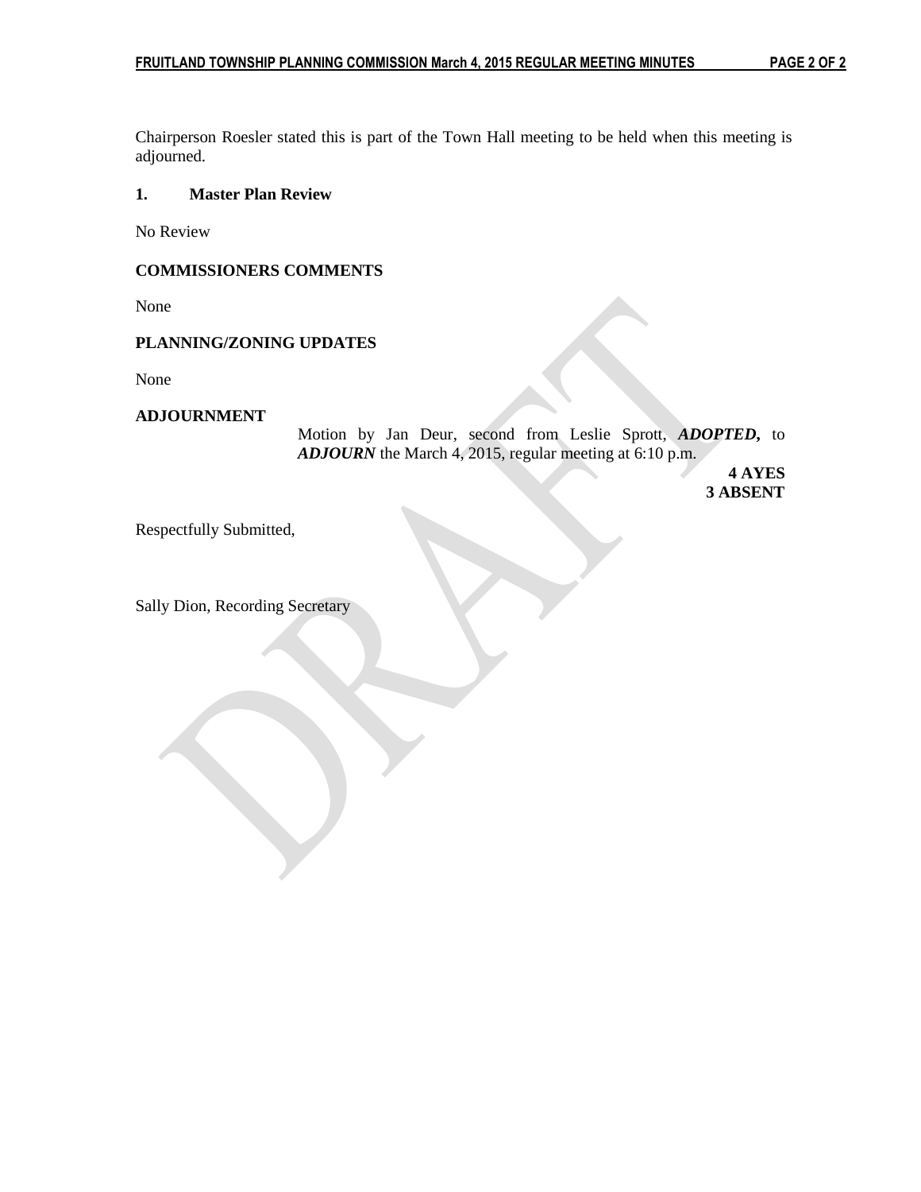Chairperson Roesler stated this is part of the Town Hall meeting to be held when this meeting is adjourned.

**1. Master Plan Review**

No Review

**COMMISSIONERS COMMENTS**

None

**PLANNING/ZONING UPDATES**

None

**ADJOURNMENT**

Motion by Jan Deur, second from Leslie Sprott, ***ADOPTED,*** to ***ADJOURN*** the March 4, 2015, regular meeting at 6:10 p.m.

**4 AYES**
**3 ABSENT**

Respectfully Submitted,

Sally Dion, Recording Secretary